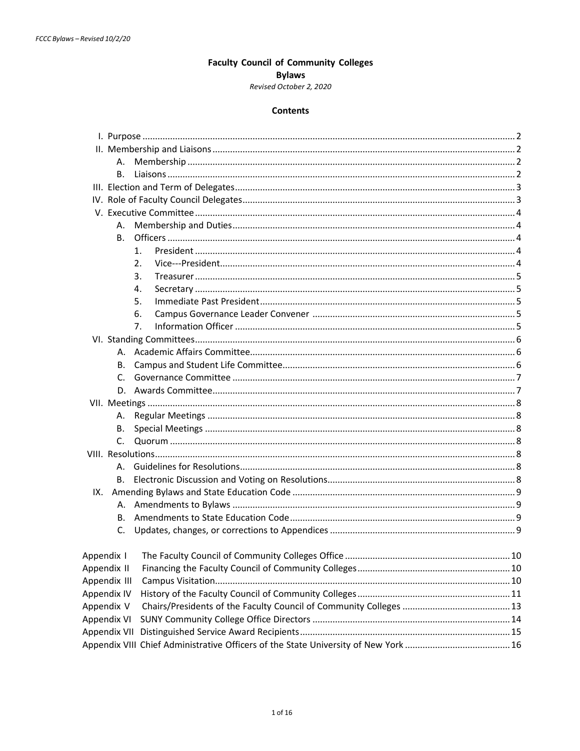# Faculty Council of Community Colleges
## Bylaws

*Revised October 2, 2020*

### Contents

- I. Purpose ... 2
- II. Membership and Liaisons ... 2
  - A. Membership ... 2
  - B. Liaisons ... 2
- III. Election and Term of Delegates ... 3
- IV. Role of Faculty Council Delegates ... 3
- V. Executive Committee ... 4
  - A. Membership and Duties ... 4
  - B. Officers ... 4
    1. President ... 4
    2. Vice---President ... 4
    3. Treasurer ... 5
    4. Secretary ... 5
    5. Immediate Past President ... 5
    6. Campus Governance Leader Convener ... 5
    7. Information Officer ... 5
- VI. Standing Committees ... 6
  - A. Academic Affairs Committee ... 6
  - B. Campus and Student Life Committee ... 6
  - C. Governance Committee ... 7
  - D. Awards Committee ... 7
- VII. Meetings ... 8
  - A. Regular Meetings ... 8
  - B. Special Meetings ... 8
  - C. Quorum ... 8
- VIII. Resolutions ... 8
  - A. Guidelines for Resolutions ... 8
  - B. Electronic Discussion and Voting on Resolutions ... 8
- IX. Amending Bylaws and State Education Code ... 9
  - A. Amendments to Bylaws ... 9
  - B. Amendments to State Education Code ... 9
  - C. Updates, changes, or corrections to Appendices ... 9

- Appendix I The Faculty Council of Community Colleges Office ... 10
- Appendix II Financing the Faculty Council of Community Colleges ... 10
- Appendix III Campus Visitation ... 10
- Appendix IV History of the Faculty Council of Community Colleges ... 11
- Appendix V Chairs/Presidents of the Faculty Council of Community Colleges ... 13
- Appendix VI SUNY Community College Office Directors ... 14
- Appendix VII Distinguished Service Award Recipients ... 15
- Appendix VIII Chief Administrative Officers of the State University of New York ... 16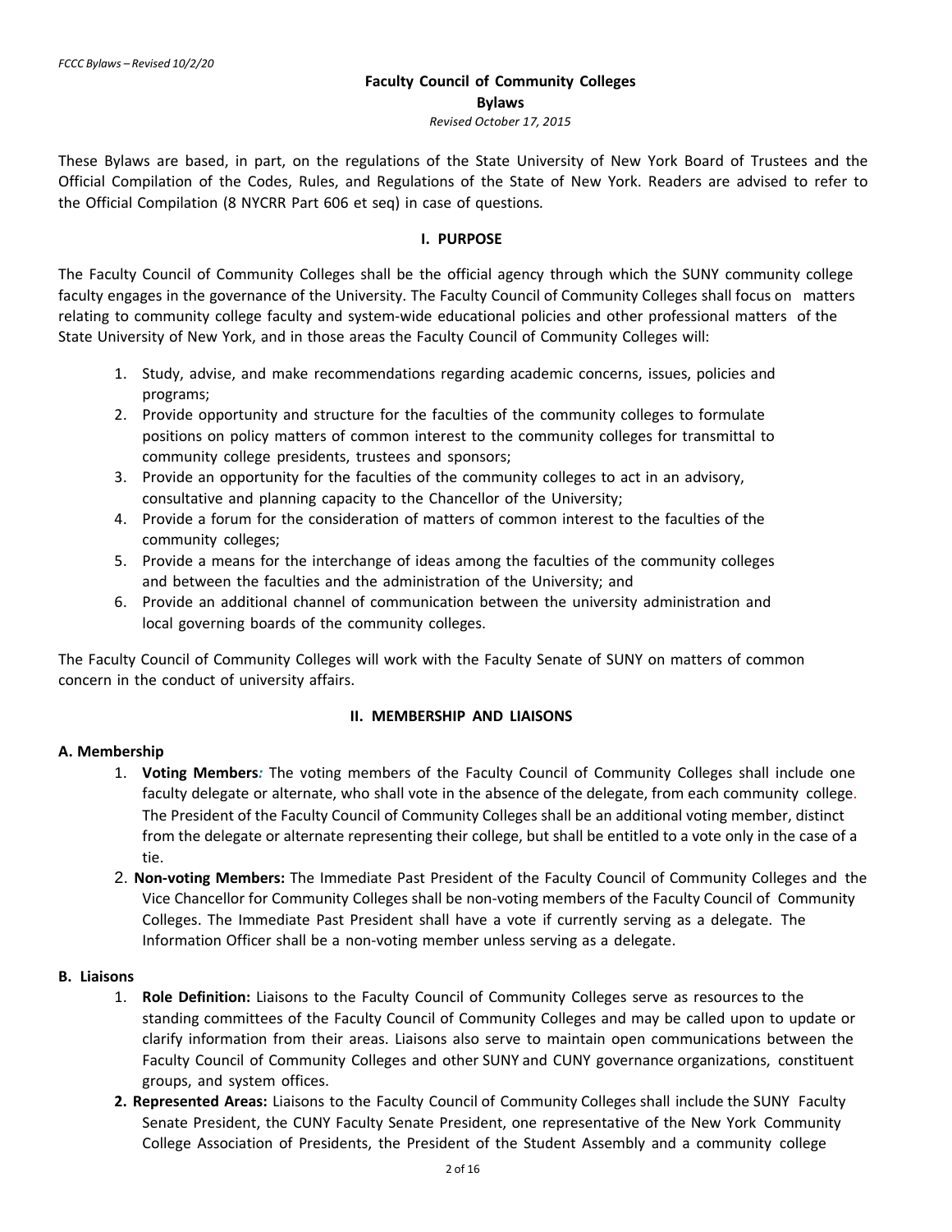# Faculty Council of Community Colleges

## Bylaws

*Revised October 17, 2015*

These Bylaws are based, in part, on the regulations of the State University of New York Board of Trustees and the Official Compilation of the Codes, Rules, and Regulations of the State of New York. Readers are advised to refer to the Official Compilation (8 NYCRR Part 606 et seq) in case of questions.

### I. PURPOSE

The Faculty Council of Community Colleges shall be the official agency through which the SUNY community college faculty engages in the governance of the University. The Faculty Council of Community Colleges shall focus on matters relating to community college faculty and system-wide educational policies and other professional matters of the State University of New York, and in those areas the Faculty Council of Community Colleges will:

1. Study, advise, and make recommendations regarding academic concerns, issues, policies and programs;
2. Provide opportunity and structure for the faculties of the community colleges to formulate positions on policy matters of common interest to the community colleges for transmittal to community college presidents, trustees and sponsors;
3. Provide an opportunity for the faculties of the community colleges to act in an advisory, consultative and planning capacity to the Chancellor of the University;
4. Provide a forum for the consideration of matters of common interest to the faculties of the community colleges;
5. Provide a means for the interchange of ideas among the faculties of the community colleges and between the faculties and the administration of the University; and
6. Provide an additional channel of communication between the university administration and local governing boards of the community colleges.

The Faculty Council of Community Colleges will work with the Faculty Senate of SUNY on matters of common concern in the conduct of university affairs.

### II. MEMBERSHIP AND LIAISONS

**A. Membership**

1. **Voting Members:** The voting members of the Faculty Council of Community Colleges shall include one faculty delegate or alternate, who shall vote in the absence of the delegate, from each community college. The President of the Faculty Council of Community Colleges shall be an additional voting member, distinct from the delegate or alternate representing their college, but shall be entitled to a vote only in the case of a tie.
2. **Non-voting Members:** The Immediate Past President of the Faculty Council of Community Colleges and the Vice Chancellor for Community Colleges shall be non-voting members of the Faculty Council of Community Colleges. The Immediate Past President shall have a vote if currently serving as a delegate. The Information Officer shall be a non-voting member unless serving as a delegate.

**B. Liaisons**

1. **Role Definition:** Liaisons to the Faculty Council of Community Colleges serve as resources to the standing committees of the Faculty Council of Community Colleges and may be called upon to update or clarify information from their areas. Liaisons also serve to maintain open communications between the Faculty Council of Community Colleges and other SUNY and CUNY governance organizations, constituent groups, and system offices.
2. **Represented Areas:** Liaisons to the Faculty Council of Community Colleges shall include the SUNY Faculty Senate President, the CUNY Faculty Senate President, one representative of the New York Community College Association of Presidents, the President of the Student Assembly and a community college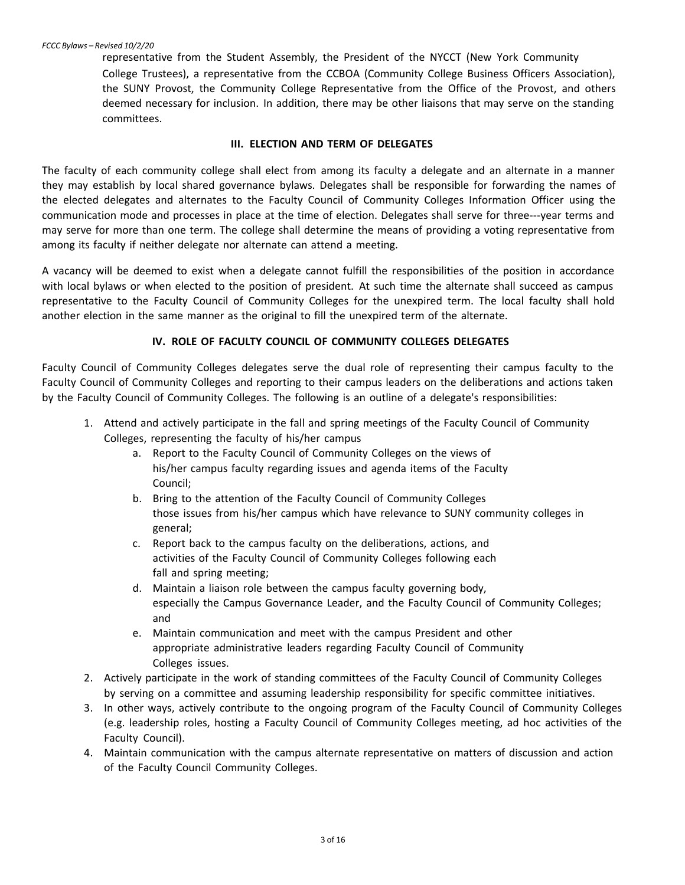representative from the Student Assembly, the President of the NYCCT (New York Community College Trustees), a representative from the CCBOA (Community College Business Officers Association), the SUNY Provost, the Community College Representative from the Office of the Provost, and others deemed necessary for inclusion. In addition, there may be other liaisons that may serve on the standing committees.

## III. ELECTION AND TERM OF DELEGATES

The faculty of each community college shall elect from among its faculty a delegate and an alternate in a manner they may establish by local shared governance bylaws. Delegates shall be responsible for forwarding the names of the elected delegates and alternates to the Faculty Council of Community Colleges Information Officer using the communication mode and processes in place at the time of election. Delegates shall serve for three---year terms and may serve for more than one term. The college shall determine the means of providing a voting representative from among its faculty if neither delegate nor alternate can attend a meeting.

A vacancy will be deemed to exist when a delegate cannot fulfill the responsibilities of the position in accordance with local bylaws or when elected to the position of president. At such time the alternate shall succeed as campus representative to the Faculty Council of Community Colleges for the unexpired term. The local faculty shall hold another election in the same manner as the original to fill the unexpired term of the alternate.

## IV. ROLE OF FACULTY COUNCIL OF COMMUNITY COLLEGES DELEGATES

Faculty Council of Community Colleges delegates serve the dual role of representing their campus faculty to the Faculty Council of Community Colleges and reporting to their campus leaders on the deliberations and actions taken by the Faculty Council of Community Colleges. The following is an outline of a delegate's responsibilities:

1. Attend and actively participate in the fall and spring meetings of the Faculty Council of Community Colleges, representing the faculty of his/her campus
    a. Report to the Faculty Council of Community Colleges on the views of his/her campus faculty regarding issues and agenda items of the Faculty Council;
    b. Bring to the attention of the Faculty Council of Community Colleges those issues from his/her campus which have relevance to SUNY community colleges in general;
    c. Report back to the campus faculty on the deliberations, actions, and activities of the Faculty Council of Community Colleges following each fall and spring meeting;
    d. Maintain a liaison role between the campus faculty governing body, especially the Campus Governance Leader, and the Faculty Council of Community Colleges; and
    e. Maintain communication and meet with the campus President and other appropriate administrative leaders regarding Faculty Council of Community Colleges issues.
2. Actively participate in the work of standing committees of the Faculty Council of Community Colleges by serving on a committee and assuming leadership responsibility for specific committee initiatives.
3. In other ways, actively contribute to the ongoing program of the Faculty Council of Community Colleges (e.g. leadership roles, hosting a Faculty Council of Community Colleges meeting, ad hoc activities of the Faculty Council).
4. Maintain communication with the campus alternate representative on matters of discussion and action of the Faculty Council Community Colleges.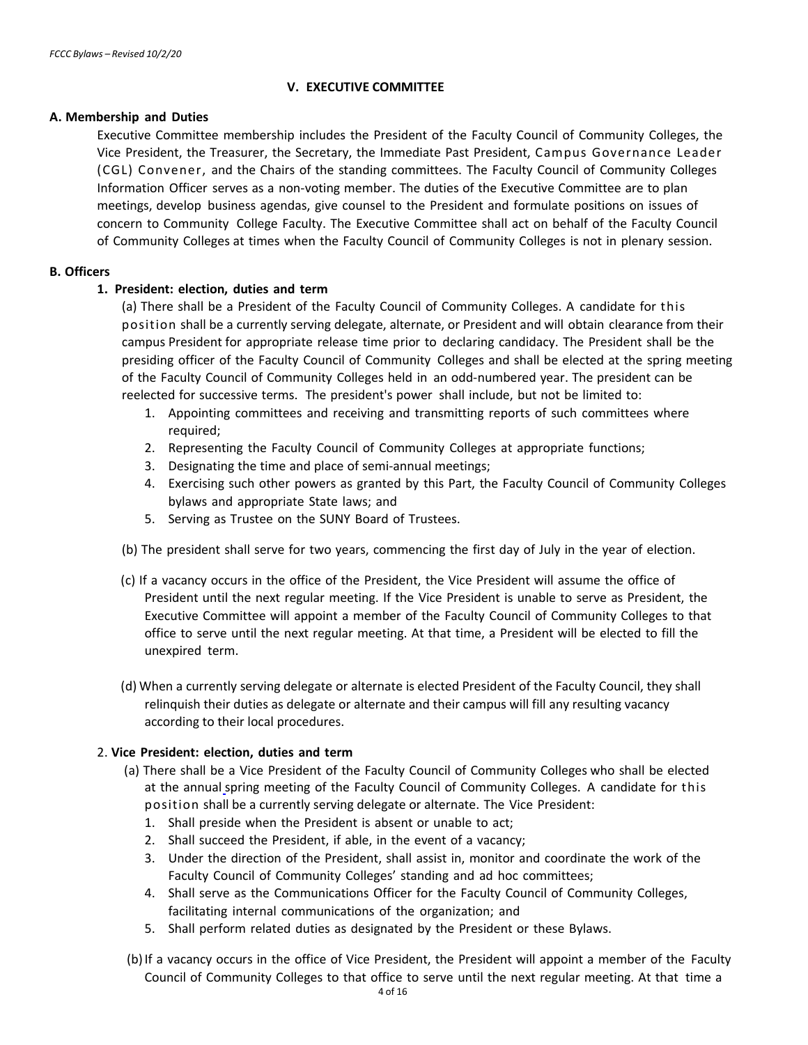## V. EXECUTIVE COMMITTEE

### A. Membership and Duties

Executive Committee membership includes the President of the Faculty Council of Community Colleges, the Vice President, the Treasurer, the Secretary, the Immediate Past President, Campus Governance Leader (CGL) Convener, and the Chairs of the standing committees. The Faculty Council of Community Colleges Information Officer serves as a non-voting member. The duties of the Executive Committee are to plan meetings, develop business agendas, give counsel to the President and formulate positions on issues of concern to Community College Faculty. The Executive Committee shall act on behalf of the Faculty Council of Community Colleges at times when the Faculty Council of Community Colleges is not in plenary session.

### B. Officers

**1. President: election, duties and term**

(a) There shall be a President of the Faculty Council of Community Colleges. A candidate for this position shall be a currently serving delegate, alternate, or President and will obtain clearance from their campus President for appropriate release time prior to declaring candidacy. The President shall be the presiding officer of the Faculty Council of Community Colleges and shall be elected at the spring meeting of the Faculty Council of Community Colleges held in an odd-numbered year. The president can be reelected for successive terms. The president's power shall include, but not be limited to:

1. Appointing committees and receiving and transmitting reports of such committees where required;
2. Representing the Faculty Council of Community Colleges at appropriate functions;
3. Designating the time and place of semi-annual meetings;
4. Exercising such other powers as granted by this Part, the Faculty Council of Community Colleges bylaws and appropriate State laws; and
5. Serving as Trustee on the SUNY Board of Trustees.

(b) The president shall serve for two years, commencing the first day of July in the year of election.

(c) If a vacancy occurs in the office of the President, the Vice President will assume the office of President until the next regular meeting. If the Vice President is unable to serve as President, the Executive Committee will appoint a member of the Faculty Council of Community Colleges to that office to serve until the next regular meeting. At that time, a President will be elected to fill the unexpired term.

(d) When a currently serving delegate or alternate is elected President of the Faculty Council, they shall relinquish their duties as delegate or alternate and their campus will fill any resulting vacancy according to their local procedures.

2. **Vice President: election, duties and term**

(a) There shall be a Vice President of the Faculty Council of Community Colleges who shall be elected at the annual spring meeting of the Faculty Council of Community Colleges. A candidate for this position shall be a currently serving delegate or alternate. The Vice President:

1. Shall preside when the President is absent or unable to act;
2. Shall succeed the President, if able, in the event of a vacancy;
3. Under the direction of the President, shall assist in, monitor and coordinate the work of the Faculty Council of Community Colleges' standing and ad hoc committees;
4. Shall serve as the Communications Officer for the Faculty Council of Community Colleges, facilitating internal communications of the organization; and
5. Shall perform related duties as designated by the President or these Bylaws.

(b) If a vacancy occurs in the office of Vice President, the President will appoint a member of the Faculty Council of Community Colleges to that office to serve until the next regular meeting. At that time a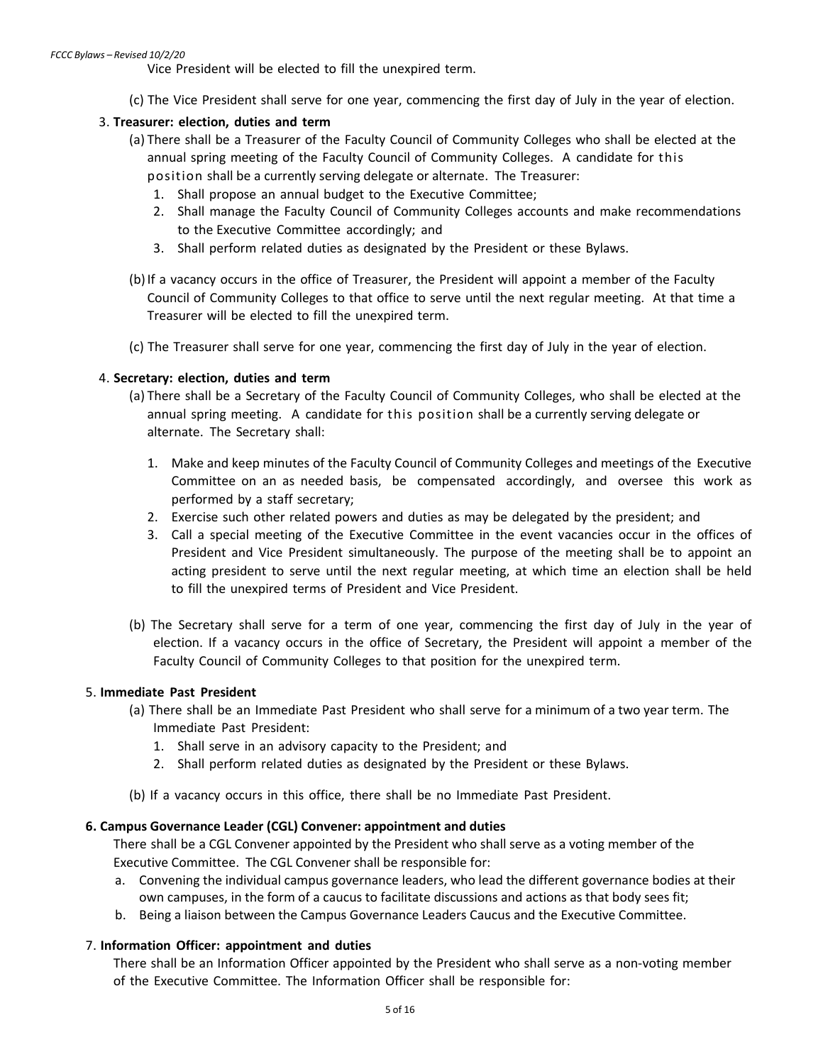Vice President will be elected to fill the unexpired term.

(c) The Vice President shall serve for one year, commencing the first day of July in the year of election.

3. **Treasurer: election, duties and term**

   (a) There shall be a Treasurer of the Faculty Council of Community Colleges who shall be elected at the annual spring meeting of the Faculty Council of Community Colleges. A candidate for this position shall be a currently serving delegate or alternate. The Treasurer:

   1. Shall propose an annual budget to the Executive Committee;
   2. Shall manage the Faculty Council of Community Colleges accounts and make recommendations to the Executive Committee accordingly; and
   3. Shall perform related duties as designated by the President or these Bylaws.

   (b) If a vacancy occurs in the office of Treasurer, the President will appoint a member of the Faculty Council of Community Colleges to that office to serve until the next regular meeting. At that time a Treasurer will be elected to fill the unexpired term.

   (c) The Treasurer shall serve for one year, commencing the first day of July in the year of election.

4. **Secretary: election, duties and term**

   (a) There shall be a Secretary of the Faculty Council of Community Colleges, who shall be elected at the annual spring meeting. A candidate for this position shall be a currently serving delegate or alternate. The Secretary shall:

   1. Make and keep minutes of the Faculty Council of Community Colleges and meetings of the Executive Committee on an as needed basis, be compensated accordingly, and oversee this work as performed by a staff secretary;
   2. Exercise such other related powers and duties as may be delegated by the president; and
   3. Call a special meeting of the Executive Committee in the event vacancies occur in the offices of President and Vice President simultaneously. The purpose of the meeting shall be to appoint an acting president to serve until the next regular meeting, at which time an election shall be held to fill the unexpired terms of President and Vice President.

   (b) The Secretary shall serve for a term of one year, commencing the first day of July in the year of election. If a vacancy occurs in the office of Secretary, the President will appoint a member of the Faculty Council of Community Colleges to that position for the unexpired term.

5. **Immediate Past President**

   (a) There shall be an Immediate Past President who shall serve for a minimum of a two year term. The Immediate Past President:

   1. Shall serve in an advisory capacity to the President; and
   2. Shall perform related duties as designated by the President or these Bylaws.

   (b) If a vacancy occurs in this office, there shall be no Immediate Past President.

**6. Campus Governance Leader (CGL) Convener: appointment and duties**

There shall be a CGL Convener appointed by the President who shall serve as a voting member of the Executive Committee. The CGL Convener shall be responsible for:

a. Convening the individual campus governance leaders, who lead the different governance bodies at their own campuses, in the form of a caucus to facilitate discussions and actions as that body sees fit;
b. Being a liaison between the Campus Governance Leaders Caucus and the Executive Committee.

7. **Information Officer: appointment and duties**

There shall be an Information Officer appointed by the President who shall serve as a non-voting member of the Executive Committee. The Information Officer shall be responsible for: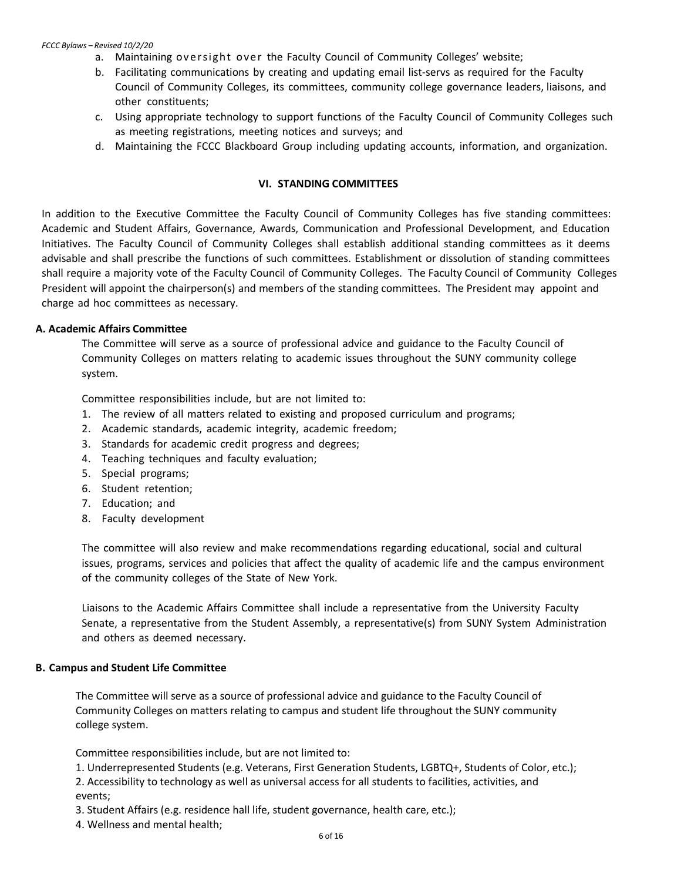a. Maintaining oversight over the Faculty Council of Community Colleges' website;
b. Facilitating communications by creating and updating email list-servs as required for the Faculty Council of Community Colleges, its committees, community college governance leaders, liaisons, and other constituents;
c. Using appropriate technology to support functions of the Faculty Council of Community Colleges such as meeting registrations, meeting notices and surveys; and
d. Maintaining the FCCC Blackboard Group including updating accounts, information, and organization.

## VI. STANDING COMMITTEES

In addition to the Executive Committee the Faculty Council of Community Colleges has five standing committees: Academic and Student Affairs, Governance, Awards, Communication and Professional Development, and Education Initiatives. The Faculty Council of Community Colleges shall establish additional standing committees as it deems advisable and shall prescribe the functions of such committees. Establishment or dissolution of standing committees shall require a majority vote of the Faculty Council of Community Colleges. The Faculty Council of Community Colleges President will appoint the chairperson(s) and members of the standing committees. The President may appoint and charge ad hoc committees as necessary.

### A. Academic Affairs Committee

The Committee will serve as a source of professional advice and guidance to the Faculty Council of Community Colleges on matters relating to academic issues throughout the SUNY community college system.

Committee responsibilities include, but are not limited to:

1. The review of all matters related to existing and proposed curriculum and programs;
2. Academic standards, academic integrity, academic freedom;
3. Standards for academic credit progress and degrees;
4. Teaching techniques and faculty evaluation;
5. Special programs;
6. Student retention;
7. Education; and
8. Faculty development

The committee will also review and make recommendations regarding educational, social and cultural issues, programs, services and policies that affect the quality of academic life and the campus environment of the community colleges of the State of New York.

Liaisons to the Academic Affairs Committee shall include a representative from the University Faculty Senate, a representative from the Student Assembly, a representative(s) from SUNY System Administration and others as deemed necessary.

### B. Campus and Student Life Committee

The Committee will serve as a source of professional advice and guidance to the Faculty Council of Community Colleges on matters relating to campus and student life throughout the SUNY community college system.

Committee responsibilities include, but are not limited to:

1. Underrepresented Students (e.g. Veterans, First Generation Students, LGBTQ+, Students of Color, etc.);
2. Accessibility to technology as well as universal access for all students to facilities, activities, and events;
3. Student Affairs (e.g. residence hall life, student governance, health care, etc.);
4. Wellness and mental health;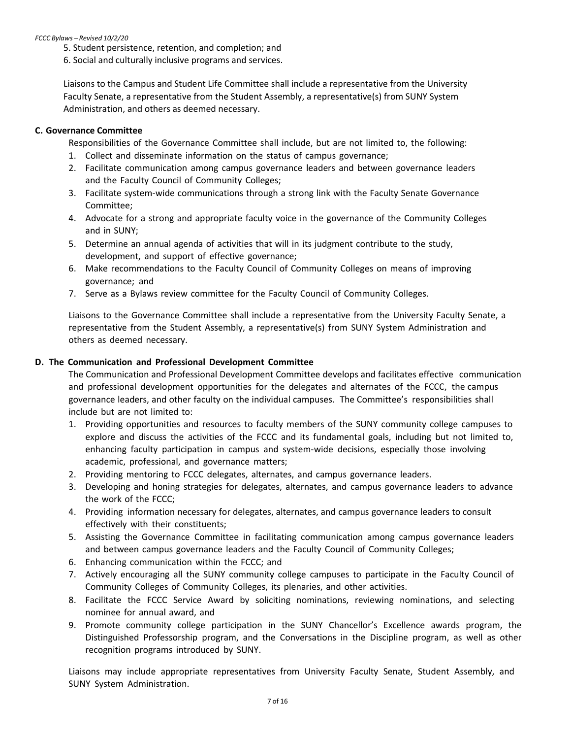5. Student persistence, retention, and completion; and
6. Social and culturally inclusive programs and services.

Liaisons to the Campus and Student Life Committee shall include a representative from the University Faculty Senate, a representative from the Student Assembly, a representative(s) from SUNY System Administration, and others as deemed necessary.

**C. Governance Committee**

Responsibilities of the Governance Committee shall include, but are not limited to, the following:

1. Collect and disseminate information on the status of campus governance;
2. Facilitate communication among campus governance leaders and between governance leaders and the Faculty Council of Community Colleges;
3. Facilitate system-wide communications through a strong link with the Faculty Senate Governance Committee;
4. Advocate for a strong and appropriate faculty voice in the governance of the Community Colleges and in SUNY;
5. Determine an annual agenda of activities that will in its judgment contribute to the study, development, and support of effective governance;
6. Make recommendations to the Faculty Council of Community Colleges on means of improving governance; and
7. Serve as a Bylaws review committee for the Faculty Council of Community Colleges.

Liaisons to the Governance Committee shall include a representative from the University Faculty Senate, a representative from the Student Assembly, a representative(s) from SUNY System Administration and others as deemed necessary.

**D. The Communication and Professional Development Committee**

The Communication and Professional Development Committee develops and facilitates effective communication and professional development opportunities for the delegates and alternates of the FCCC, the campus governance leaders, and other faculty on the individual campuses. The Committee's responsibilities shall include but are not limited to:

1. Providing opportunities and resources to faculty members of the SUNY community college campuses to explore and discuss the activities of the FCCC and its fundamental goals, including but not limited to, enhancing faculty participation in campus and system-wide decisions, especially those involving academic, professional, and governance matters;
2. Providing mentoring to FCCC delegates, alternates, and campus governance leaders.
3. Developing and honing strategies for delegates, alternates, and campus governance leaders to advance the work of the FCCC;
4. Providing information necessary for delegates, alternates, and campus governance leaders to consult effectively with their constituents;
5. Assisting the Governance Committee in facilitating communication among campus governance leaders and between campus governance leaders and the Faculty Council of Community Colleges;
6. Enhancing communication within the FCCC; and
7. Actively encouraging all the SUNY community college campuses to participate in the Faculty Council of Community Colleges of Community Colleges, its plenaries, and other activities.
8. Facilitate the FCCC Service Award by soliciting nominations, reviewing nominations, and selecting nominee for annual award, and
9. Promote community college participation in the SUNY Chancellor's Excellence awards program, the Distinguished Professorship program, and the Conversations in the Discipline program, as well as other recognition programs introduced by SUNY.

Liaisons may include appropriate representatives from University Faculty Senate, Student Assembly, and SUNY System Administration.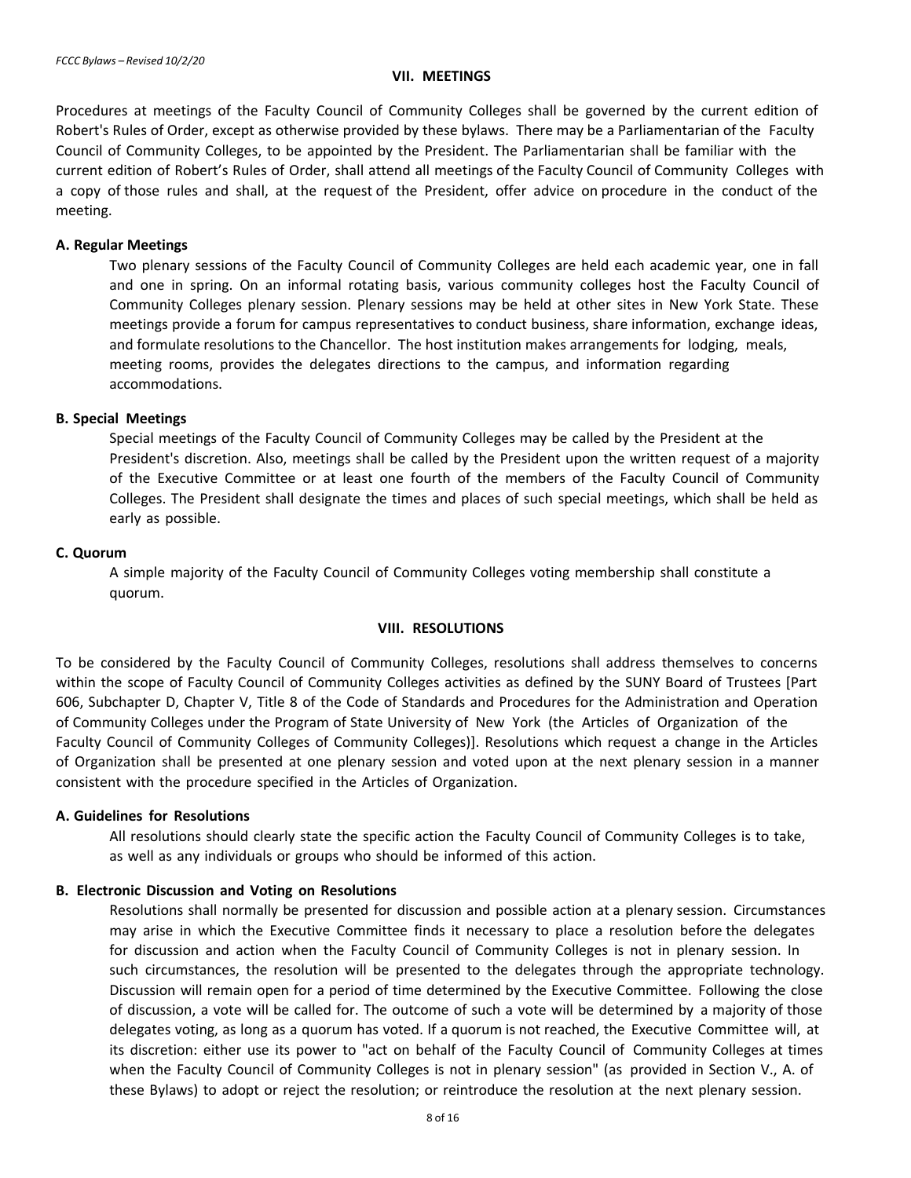## VII. MEETINGS

Procedures at meetings of the Faculty Council of Community Colleges shall be governed by the current edition of Robert's Rules of Order, except as otherwise provided by these bylaws. There may be a Parliamentarian of the Faculty Council of Community Colleges, to be appointed by the President. The Parliamentarian shall be familiar with the current edition of Robert's Rules of Order, shall attend all meetings of the Faculty Council of Community Colleges with a copy of those rules and shall, at the request of the President, offer advice on procedure in the conduct of the meeting.

### A. Regular Meetings

Two plenary sessions of the Faculty Council of Community Colleges are held each academic year, one in fall and one in spring. On an informal rotating basis, various community colleges host the Faculty Council of Community Colleges plenary session. Plenary sessions may be held at other sites in New York State. These meetings provide a forum for campus representatives to conduct business, share information, exchange ideas, and formulate resolutions to the Chancellor. The host institution makes arrangements for lodging, meals, meeting rooms, provides the delegates directions to the campus, and information regarding accommodations.

### B. Special Meetings

Special meetings of the Faculty Council of Community Colleges may be called by the President at the President's discretion. Also, meetings shall be called by the President upon the written request of a majority of the Executive Committee or at least one fourth of the members of the Faculty Council of Community Colleges. The President shall designate the times and places of such special meetings, which shall be held as early as possible.

### C. Quorum

A simple majority of the Faculty Council of Community Colleges voting membership shall constitute a quorum.

## VIII. RESOLUTIONS

To be considered by the Faculty Council of Community Colleges, resolutions shall address themselves to concerns within the scope of Faculty Council of Community Colleges activities as defined by the SUNY Board of Trustees [Part 606, Subchapter D, Chapter V, Title 8 of the Code of Standards and Procedures for the Administration and Operation of Community Colleges under the Program of State University of New York (the Articles of Organization of the Faculty Council of Community Colleges of Community Colleges)]. Resolutions which request a change in the Articles of Organization shall be presented at one plenary session and voted upon at the next plenary session in a manner consistent with the procedure specified in the Articles of Organization.

### A. Guidelines for Resolutions

All resolutions should clearly state the specific action the Faculty Council of Community Colleges is to take, as well as any individuals or groups who should be informed of this action.

### B. Electronic Discussion and Voting on Resolutions

Resolutions shall normally be presented for discussion and possible action at a plenary session. Circumstances may arise in which the Executive Committee finds it necessary to place a resolution before the delegates for discussion and action when the Faculty Council of Community Colleges is not in plenary session. In such circumstances, the resolution will be presented to the delegates through the appropriate technology. Discussion will remain open for a period of time determined by the Executive Committee. Following the close of discussion, a vote will be called for. The outcome of such a vote will be determined by a majority of those delegates voting, as long as a quorum has voted. If a quorum is not reached, the Executive Committee will, at its discretion: either use its power to "act on behalf of the Faculty Council of Community Colleges at times when the Faculty Council of Community Colleges is not in plenary session" (as provided in Section V., A. of these Bylaws) to adopt or reject the resolution; or reintroduce the resolution at the next plenary session.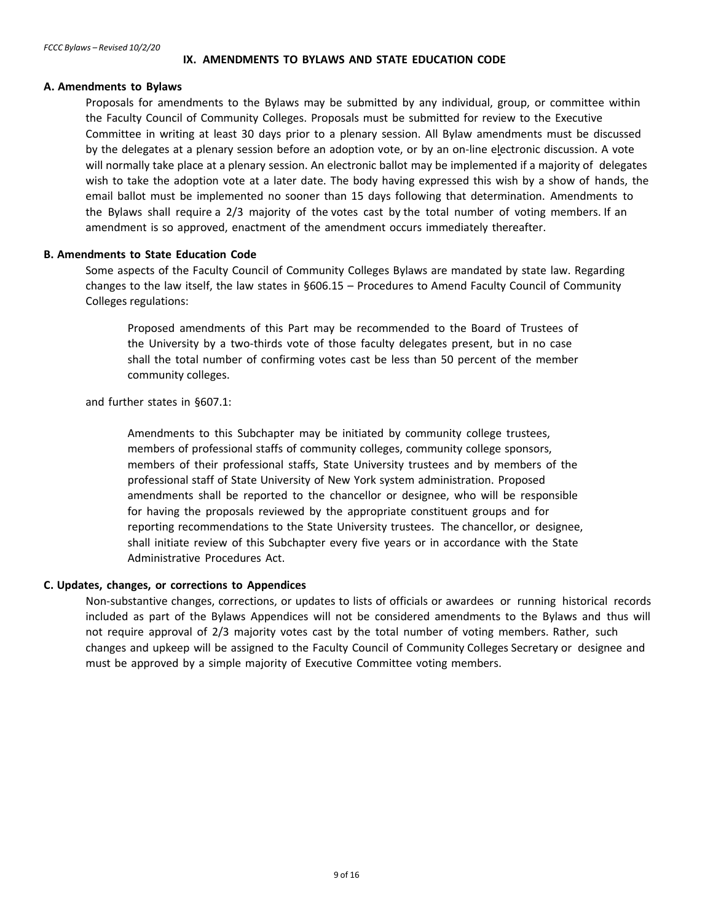## IX. AMENDMENTS TO BYLAWS AND STATE EDUCATION CODE

### A. Amendments to Bylaws

Proposals for amendments to the Bylaws may be submitted by any individual, group, or committee within the Faculty Council of Community Colleges. Proposals must be submitted for review to the Executive Committee in writing at least 30 days prior to a plenary session. All Bylaw amendments must be discussed by the delegates at a plenary session before an adoption vote, or by an on-line electronic discussion. A vote will normally take place at a plenary session. An electronic ballot may be implemented if a majority of delegates wish to take the adoption vote at a later date. The body having expressed this wish by a show of hands, the email ballot must be implemented no sooner than 15 days following that determination. Amendments to the Bylaws shall require a 2/3 majority of the votes cast by the total number of voting members. If an amendment is so approved, enactment of the amendment occurs immediately thereafter.

### B. Amendments to State Education Code

Some aspects of the Faculty Council of Community Colleges Bylaws are mandated by state law. Regarding changes to the law itself, the law states in §606.15 – Procedures to Amend Faculty Council of Community Colleges regulations:

> Proposed amendments of this Part may be recommended to the Board of Trustees of the University by a two-thirds vote of those faculty delegates present, but in no case shall the total number of confirming votes cast be less than 50 percent of the member community colleges.

and further states in §607.1:

> Amendments to this Subchapter may be initiated by community college trustees, members of professional staffs of community colleges, community college sponsors, members of their professional staffs, State University trustees and by members of the professional staff of State University of New York system administration. Proposed amendments shall be reported to the chancellor or designee, who will be responsible for having the proposals reviewed by the appropriate constituent groups and for reporting recommendations to the State University trustees. The chancellor, or designee, shall initiate review of this Subchapter every five years or in accordance with the State Administrative Procedures Act.

### C. Updates, changes, or corrections to Appendices

Non-substantive changes, corrections, or updates to lists of officials or awardees or running historical records included as part of the Bylaws Appendices will not be considered amendments to the Bylaws and thus will not require approval of 2/3 majority votes cast by the total number of voting members. Rather, such changes and upkeep will be assigned to the Faculty Council of Community Colleges Secretary or designee and must be approved by a simple majority of Executive Committee voting members.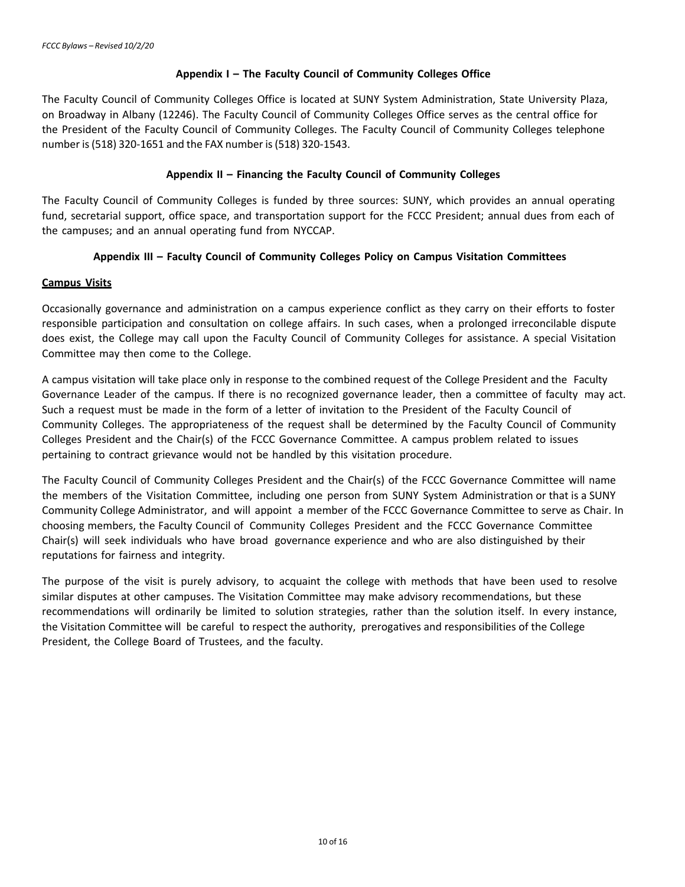## Appendix I – The Faculty Council of Community Colleges Office

The Faculty Council of Community Colleges Office is located at SUNY System Administration, State University Plaza, on Broadway in Albany (12246). The Faculty Council of Community Colleges Office serves as the central office for the President of the Faculty Council of Community Colleges. The Faculty Council of Community Colleges telephone number is (518) 320-1651 and the FAX number is (518) 320-1543.

## Appendix II – Financing the Faculty Council of Community Colleges

The Faculty Council of Community Colleges is funded by three sources: SUNY, which provides an annual operating fund, secretarial support, office space, and transportation support for the FCCC President; annual dues from each of the campuses; and an annual operating fund from NYCCAP.

## Appendix III – Faculty Council of Community Colleges Policy on Campus Visitation Committees

### Campus Visits

Occasionally governance and administration on a campus experience conflict as they carry on their efforts to foster responsible participation and consultation on college affairs. In such cases, when a prolonged irreconcilable dispute does exist, the College may call upon the Faculty Council of Community Colleges for assistance. A special Visitation Committee may then come to the College.

A campus visitation will take place only in response to the combined request of the College President and the Faculty Governance Leader of the campus. If there is no recognized governance leader, then a committee of faculty may act. Such a request must be made in the form of a letter of invitation to the President of the Faculty Council of Community Colleges. The appropriateness of the request shall be determined by the Faculty Council of Community Colleges President and the Chair(s) of the FCCC Governance Committee. A campus problem related to issues pertaining to contract grievance would not be handled by this visitation procedure.

The Faculty Council of Community Colleges President and the Chair(s) of the FCCC Governance Committee will name the members of the Visitation Committee, including one person from SUNY System Administration or that is a SUNY Community College Administrator, and will appoint a member of the FCCC Governance Committee to serve as Chair. In choosing members, the Faculty Council of Community Colleges President and the FCCC Governance Committee Chair(s) will seek individuals who have broad governance experience and who are also distinguished by their reputations for fairness and integrity.

The purpose of the visit is purely advisory, to acquaint the college with methods that have been used to resolve similar disputes at other campuses. The Visitation Committee may make advisory recommendations, but these recommendations will ordinarily be limited to solution strategies, rather than the solution itself. In every instance, the Visitation Committee will be careful to respect the authority, prerogatives and responsibilities of the College President, the College Board of Trustees, and the faculty.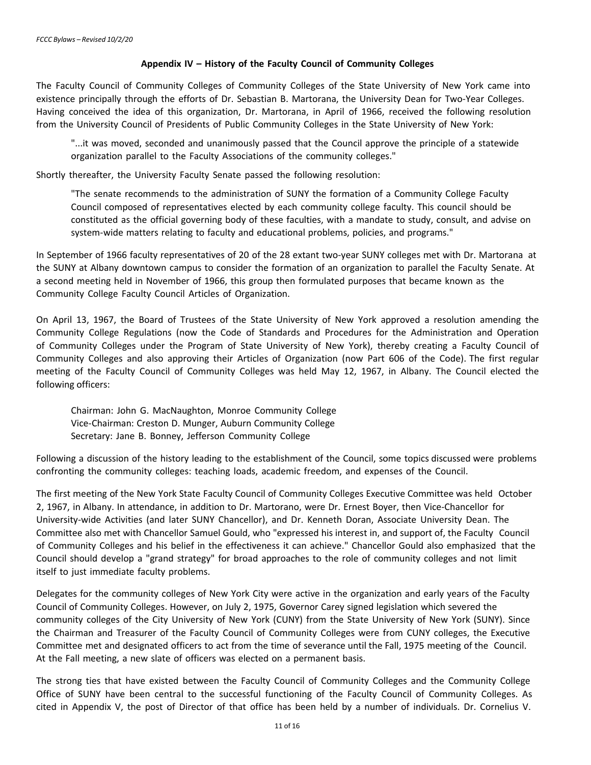## Appendix IV – History of the Faculty Council of Community Colleges

The Faculty Council of Community Colleges of Community Colleges of the State University of New York came into existence principally through the efforts of Dr. Sebastian B. Martorana, the University Dean for Two-Year Colleges. Having conceived the idea of this organization, Dr. Martorana, in April of 1966, received the following resolution from the University Council of Presidents of Public Community Colleges in the State University of New York:

> "...it was moved, seconded and unanimously passed that the Council approve the principle of a statewide organization parallel to the Faculty Associations of the community colleges."

Shortly thereafter, the University Faculty Senate passed the following resolution:

> "The senate recommends to the administration of SUNY the formation of a Community College Faculty Council composed of representatives elected by each community college faculty. This council should be constituted as the official governing body of these faculties, with a mandate to study, consult, and advise on system-wide matters relating to faculty and educational problems, policies, and programs."

In September of 1966 faculty representatives of 20 of the 28 extant two-year SUNY colleges met with Dr. Martorana at the SUNY at Albany downtown campus to consider the formation of an organization to parallel the Faculty Senate. At a second meeting held in November of 1966, this group then formulated purposes that became known as the Community College Faculty Council Articles of Organization.

On April 13, 1967, the Board of Trustees of the State University of New York approved a resolution amending the Community College Regulations (now the Code of Standards and Procedures for the Administration and Operation of Community Colleges under the Program of State University of New York), thereby creating a Faculty Council of Community Colleges and also approving their Articles of Organization (now Part 606 of the Code). The first regular meeting of the Faculty Council of Community Colleges was held May 12, 1967, in Albany. The Council elected the following officers:

> Chairman: John G. MacNaughton, Monroe Community College
> Vice-Chairman: Creston D. Munger, Auburn Community College
> Secretary: Jane B. Bonney, Jefferson Community College

Following a discussion of the history leading to the establishment of the Council, some topics discussed were problems confronting the community colleges: teaching loads, academic freedom, and expenses of the Council.

The first meeting of the New York State Faculty Council of Community Colleges Executive Committee was held October 2, 1967, in Albany. In attendance, in addition to Dr. Martorano, were Dr. Ernest Boyer, then Vice-Chancellor for University-wide Activities (and later SUNY Chancellor), and Dr. Kenneth Doran, Associate University Dean. The Committee also met with Chancellor Samuel Gould, who "expressed his interest in, and support of, the Faculty Council of Community Colleges and his belief in the effectiveness it can achieve." Chancellor Gould also emphasized that the Council should develop a "grand strategy" for broad approaches to the role of community colleges and not limit itself to just immediate faculty problems.

Delegates for the community colleges of New York City were active in the organization and early years of the Faculty Council of Community Colleges. However, on July 2, 1975, Governor Carey signed legislation which severed the community colleges of the City University of New York (CUNY) from the State University of New York (SUNY). Since the Chairman and Treasurer of the Faculty Council of Community Colleges were from CUNY colleges, the Executive Committee met and designated officers to act from the time of severance until the Fall, 1975 meeting of the Council. At the Fall meeting, a new slate of officers was elected on a permanent basis.

The strong ties that have existed between the Faculty Council of Community Colleges and the Community College Office of SUNY have been central to the successful functioning of the Faculty Council of Community Colleges. As cited in Appendix V, the post of Director of that office has been held by a number of individuals. Dr. Cornelius V.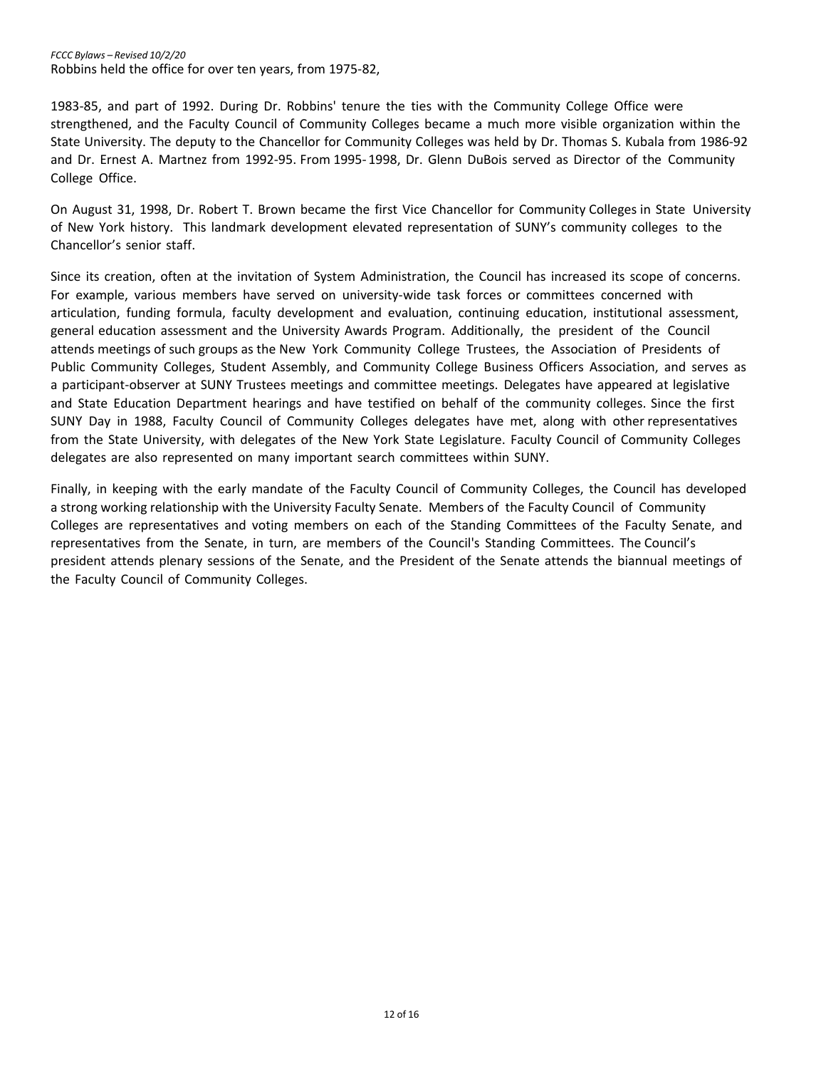Robbins held the office for over ten years, from 1975-82,

1983-85, and part of 1992. During Dr. Robbins' tenure the ties with the Community College Office were strengthened, and the Faculty Council of Community Colleges became a much more visible organization within the State University. The deputy to the Chancellor for Community Colleges was held by Dr. Thomas S. Kubala from 1986-92 and Dr. Ernest A. Martnez from 1992-95. From 1995- 1998, Dr. Glenn DuBois served as Director of the Community College Office.

On August 31, 1998, Dr. Robert T. Brown became the first Vice Chancellor for Community Colleges in State University of New York history. This landmark development elevated representation of SUNY's community colleges to the Chancellor's senior staff.

Since its creation, often at the invitation of System Administration, the Council has increased its scope of concerns. For example, various members have served on university-wide task forces or committees concerned with articulation, funding formula, faculty development and evaluation, continuing education, institutional assessment, general education assessment and the University Awards Program. Additionally, the president of the Council attends meetings of such groups as the New York Community College Trustees, the Association of Presidents of Public Community Colleges, Student Assembly, and Community College Business Officers Association, and serves as a participant-observer at SUNY Trustees meetings and committee meetings. Delegates have appeared at legislative and State Education Department hearings and have testified on behalf of the community colleges. Since the first SUNY Day in 1988, Faculty Council of Community Colleges delegates have met, along with other representatives from the State University, with delegates of the New York State Legislature. Faculty Council of Community Colleges delegates are also represented on many important search committees within SUNY.

Finally, in keeping with the early mandate of the Faculty Council of Community Colleges, the Council has developed a strong working relationship with the University Faculty Senate. Members of the Faculty Council of Community Colleges are representatives and voting members on each of the Standing Committees of the Faculty Senate, and representatives from the Senate, in turn, are members of the Council's Standing Committees. The Council's president attends plenary sessions of the Senate, and the President of the Senate attends the biannual meetings of the Faculty Council of Community Colleges.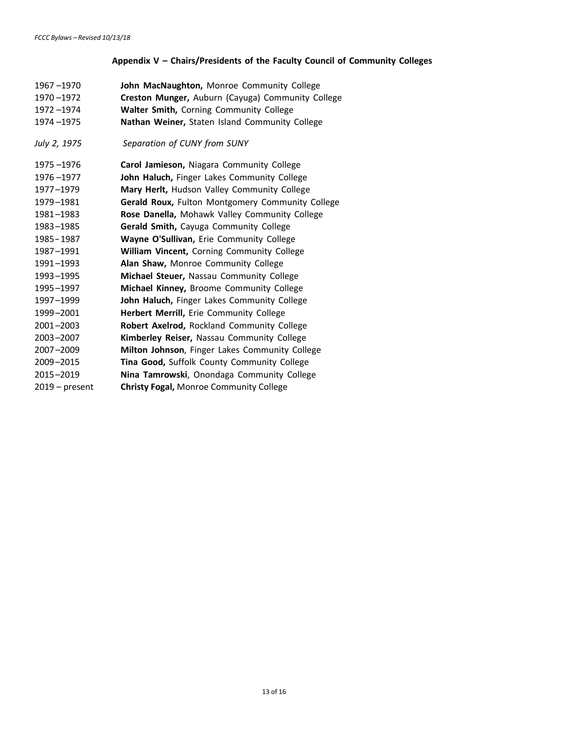## Appendix V – Chairs/Presidents of the Faculty Council of Community Colleges

1967 –1970 **John MacNaughton,** Monroe Community College
1970 –1972 **Creston Munger,** Auburn (Cayuga) Community College
1972 –1974 **Walter Smith,** Corning Community College
1974 –1975 **Nathan Weiner,** Staten Island Community College

*July 2, 1975* *Separation of CUNY from SUNY*

1975 –1976 **Carol Jamieson,** Niagara Community College
1976 –1977 **John Haluch,** Finger Lakes Community College
1977–1979 **Mary Herlt,** Hudson Valley Community College
1979–1981 **Gerald Roux,** Fulton Montgomery Community College
1981–1983 **Rose Danella,** Mohawk Valley Community College
1983–1985 **Gerald Smith,** Cayuga Community College
1985 - 1987 **Wayne O'Sullivan,** Erie Community College
1987–1991 **William Vincent,** Corning Community College
1991–1993 **Alan Shaw,** Monroe Community College
1993–1995 **Michael Steuer,** Nassau Community College
1995–1997 **Michael Kinney,** Broome Community College
1997–1999 **John Haluch,** Finger Lakes Community College
1999–2001 **Herbert Merrill,** Erie Community College
2001–2003 **Robert Axelrod,** Rockland Community College
2003–2007 **Kimberley Reiser,** Nassau Community College
2007–2009 **Milton Johnson**, Finger Lakes Community College
2009–2015 **Tina Good,** Suffolk County Community College
2015–2019 **Nina Tamrowski**, Onondaga Community College
2019 – present **Christy Fogal,** Monroe Community College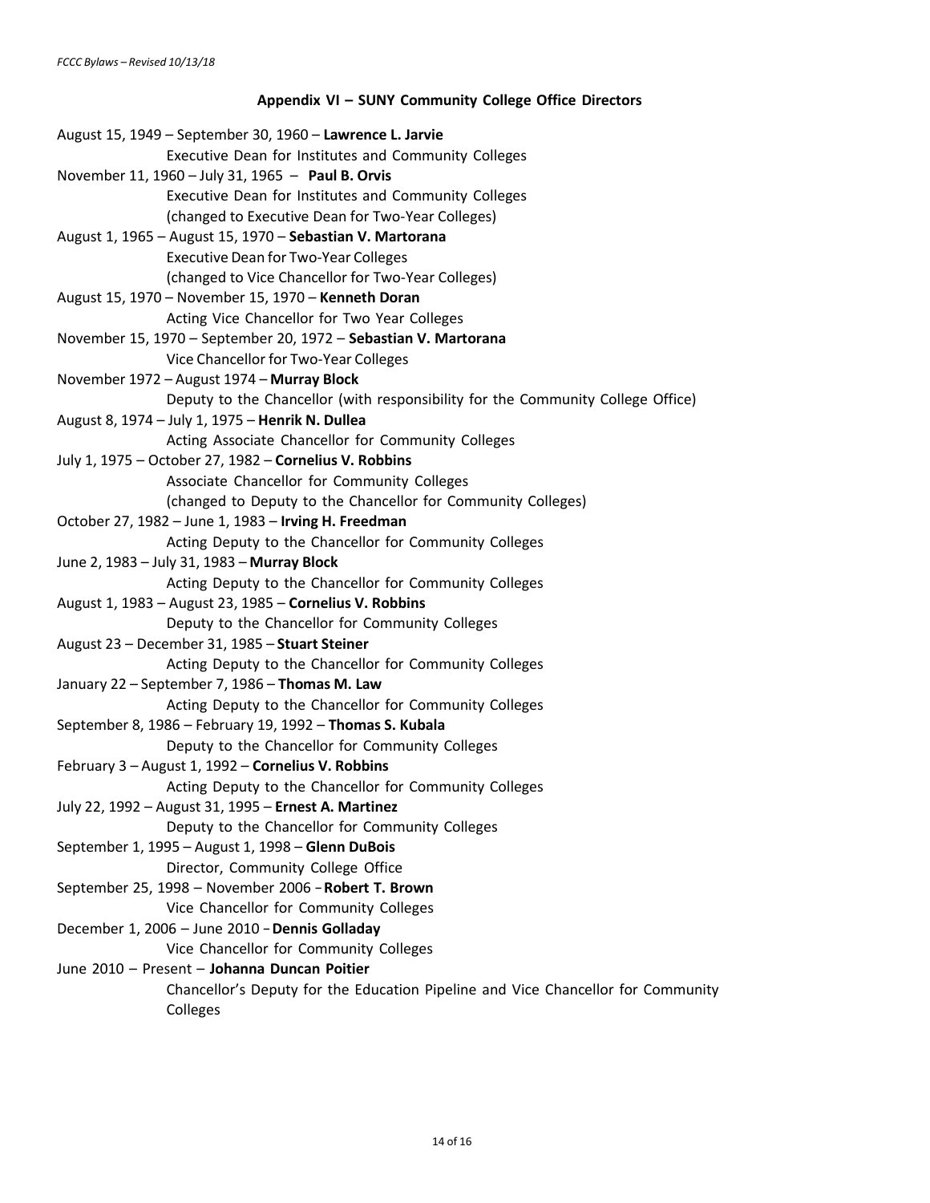## Appendix VI – SUNY Community College Office Directors

August 15, 1949 – September 30, 1960 – **Lawrence L. Jarvie**
Executive Dean for Institutes and Community Colleges

November 11, 1960 – July 31, 1965 – **Paul B. Orvis**
Executive Dean for Institutes and Community Colleges
(changed to Executive Dean for Two-Year Colleges)

August 1, 1965 – August 15, 1970 – **Sebastian V. Martorana**
Executive Dean for Two-Year Colleges
(changed to Vice Chancellor for Two-Year Colleges)

August 15, 1970 – November 15, 1970 – **Kenneth Doran**
Acting Vice Chancellor for Two Year Colleges

November 15, 1970 – September 20, 1972 – **Sebastian V. Martorana**
Vice Chancellor for Two-Year Colleges

November 1972 – August 1974 – **Murray Block**
Deputy to the Chancellor (with responsibility for the Community College Office)

August 8, 1974 – July 1, 1975 – **Henrik N. Dullea**
Acting Associate Chancellor for Community Colleges

July 1, 1975 – October 27, 1982 – **Cornelius V. Robbins**
Associate Chancellor for Community Colleges
(changed to Deputy to the Chancellor for Community Colleges)

October 27, 1982 – June 1, 1983 – **Irving H. Freedman**
Acting Deputy to the Chancellor for Community Colleges

June 2, 1983 – July 31, 1983 – **Murray Block**
Acting Deputy to the Chancellor for Community Colleges

August 1, 1983 – August 23, 1985 – **Cornelius V. Robbins**
Deputy to the Chancellor for Community Colleges

August 23 – December 31, 1985 – **Stuart Steiner**
Acting Deputy to the Chancellor for Community Colleges

January 22 – September 7, 1986 – **Thomas M. Law**
Acting Deputy to the Chancellor for Community Colleges

September 8, 1986 – February 19, 1992 – **Thomas S. Kubala**
Deputy to the Chancellor for Community Colleges

February 3 – August 1, 1992 – **Cornelius V. Robbins**
Acting Deputy to the Chancellor for Community Colleges

July 22, 1992 – August 31, 1995 – **Ernest A. Martinez**
Deputy to the Chancellor for Community Colleges

September 1, 1995 – August 1, 1998 – **Glenn DuBois**
Director, Community College Office

September 25, 1998 – November 2006 – **Robert T. Brown**
Vice Chancellor for Community Colleges

December 1, 2006 – June 2010 – **Dennis Golladay**
Vice Chancellor for Community Colleges

June 2010 – Present – **Johanna Duncan Poitier**
Chancellor's Deputy for the Education Pipeline and Vice Chancellor for Community Colleges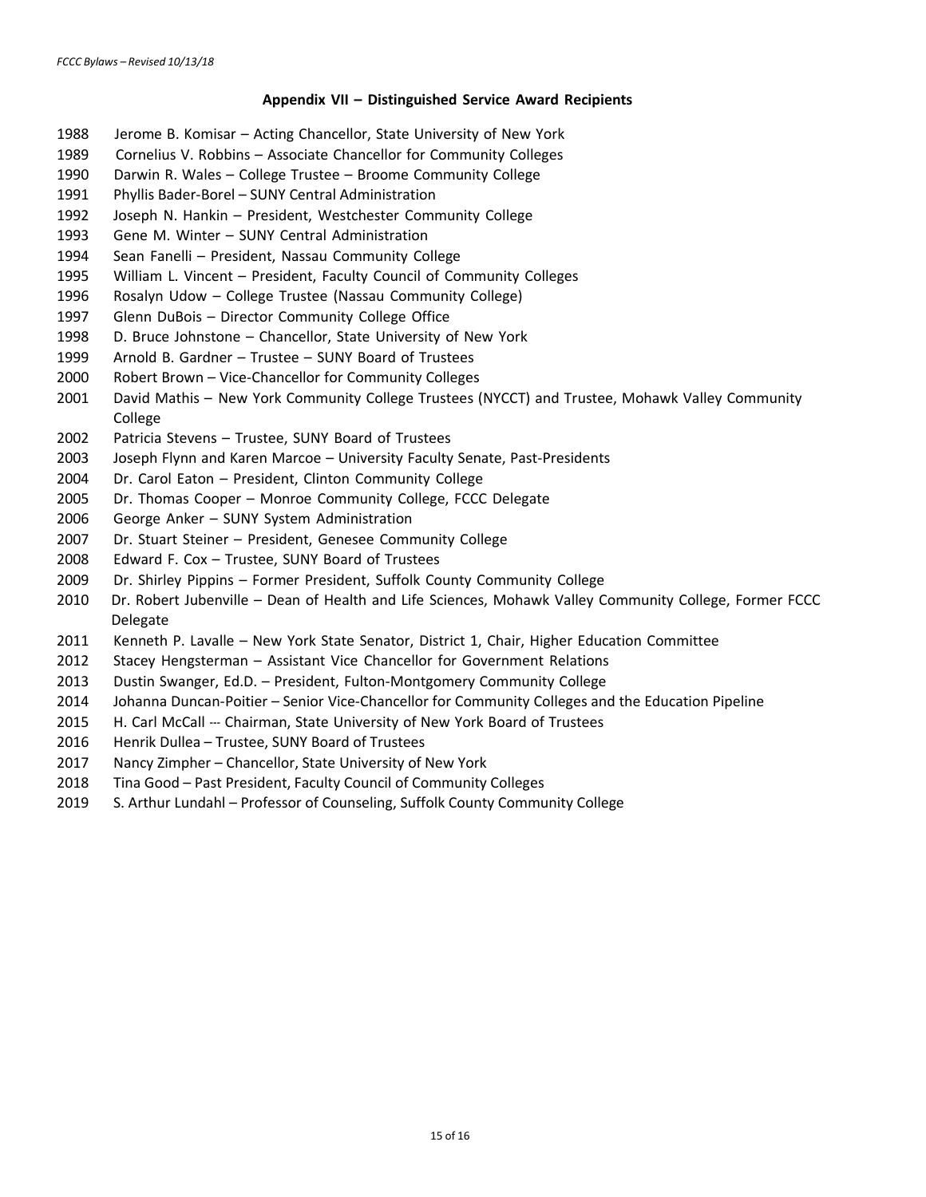**Appendix VII – Distinguished Service Award Recipients**

1988 Jerome B. Komisar – Acting Chancellor, State University of New York
1989 Cornelius V. Robbins – Associate Chancellor for Community Colleges
1990 Darwin R. Wales – College Trustee – Broome Community College
1991 Phyllis Bader-Borel – SUNY Central Administration
1992 Joseph N. Hankin – President, Westchester Community College
1993 Gene M. Winter – SUNY Central Administration
1994 Sean Fanelli – President, Nassau Community College
1995 William L. Vincent – President, Faculty Council of Community Colleges
1996 Rosalyn Udow – College Trustee (Nassau Community College)
1997 Glenn DuBois – Director Community College Office
1998 D. Bruce Johnstone – Chancellor, State University of New York
1999 Arnold B. Gardner – Trustee – SUNY Board of Trustees
2000 Robert Brown – Vice-Chancellor for Community Colleges
2001 David Mathis – New York Community College Trustees (NYCCT) and Trustee, Mohawk Valley Community College
2002 Patricia Stevens – Trustee, SUNY Board of Trustees
2003 Joseph Flynn and Karen Marcoe – University Faculty Senate, Past-Presidents
2004 Dr. Carol Eaton – President, Clinton Community College
2005 Dr. Thomas Cooper – Monroe Community College, FCCC Delegate
2006 George Anker – SUNY System Administration
2007 Dr. Stuart Steiner – President, Genesee Community College
2008 Edward F. Cox – Trustee, SUNY Board of Trustees
2009 Dr. Shirley Pippins – Former President, Suffolk County Community College
2010 Dr. Robert Jubenville – Dean of Health and Life Sciences, Mohawk Valley Community College, Former FCCC Delegate
2011 Kenneth P. Lavalle – New York State Senator, District 1, Chair, Higher Education Committee
2012 Stacey Hengsterman – Assistant Vice Chancellor for Government Relations
2013 Dustin Swanger, Ed.D. – President, Fulton-Montgomery Community College
2014 Johanna Duncan-Poitier – Senior Vice-Chancellor for Community Colleges and the Education Pipeline
2015 H. Carl McCall -- Chairman, State University of New York Board of Trustees
2016 Henrik Dullea – Trustee, SUNY Board of Trustees
2017 Nancy Zimpher – Chancellor, State University of New York
2018 Tina Good – Past President, Faculty Council of Community Colleges
2019 S. Arthur Lundahl – Professor of Counseling, Suffolk County Community College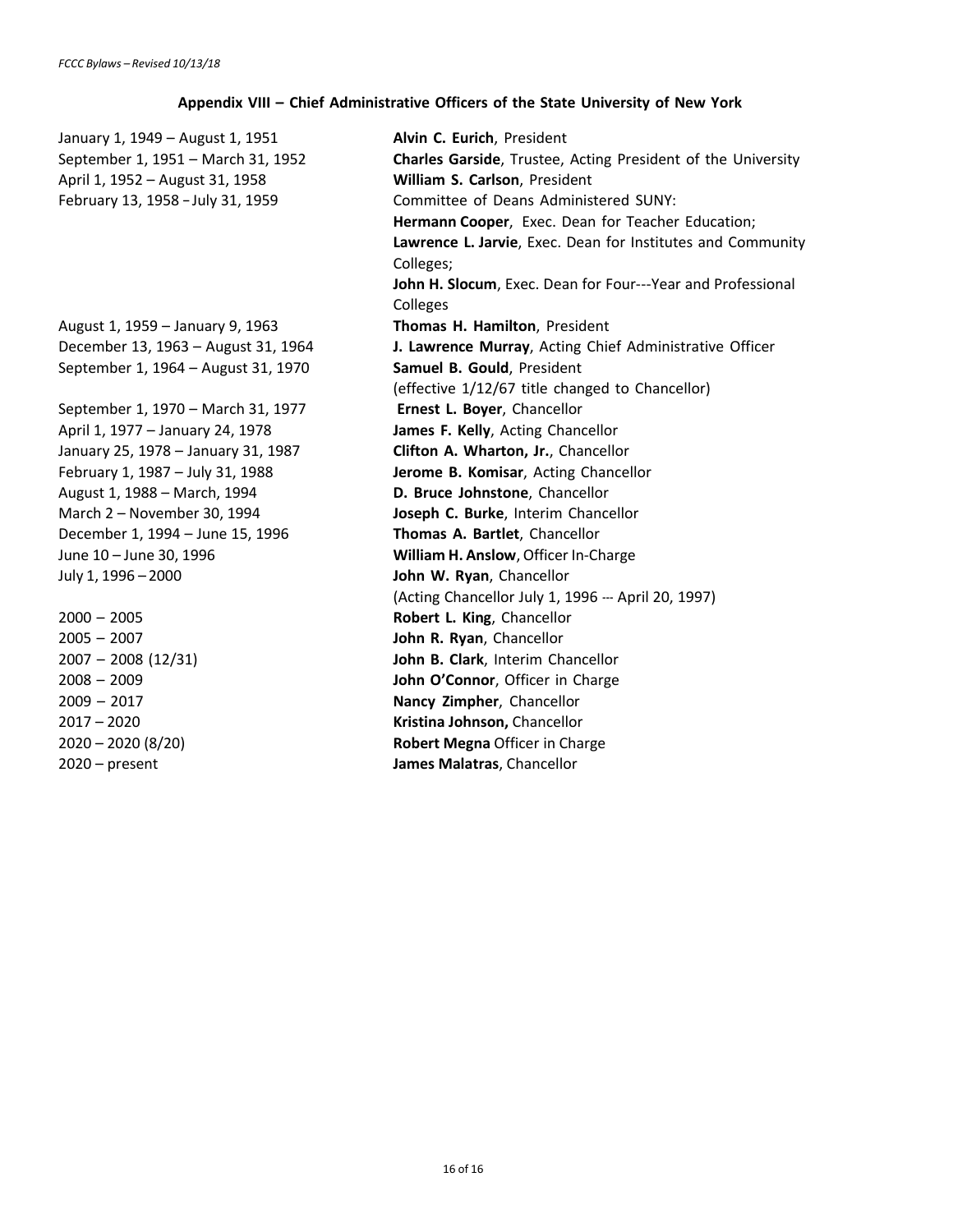## Appendix VIII – Chief Administrative Officers of the State University of New York

| | |
|---|---|
| January 1, 1949 – August 1, 1951 | **Alvin C. Eurich**, President |
| September 1, 1951 – March 31, 1952 | **Charles Garside**, Trustee, Acting President of the University |
| April 1, 1952 – August 31, 1958 | **William S. Carlson**, President |
| February 13, 1958 – July 31, 1959 | Committee of Deans Administered SUNY: **Hermann Cooper**, Exec. Dean for Teacher Education; **Lawrence L. Jarvie**, Exec. Dean for Institutes and Community Colleges; **John H. Slocum**, Exec. Dean for Four---Year and Professional Colleges |
| August 1, 1959 – January 9, 1963 | **Thomas H. Hamilton**, President |
| December 13, 1963 – August 31, 1964 | **J. Lawrence Murray**, Acting Chief Administrative Officer |
| September 1, 1964 – August 31, 1970 | **Samuel B. Gould**, President (effective 1/12/67 title changed to Chancellor) |
| September 1, 1970 – March 31, 1977 | **Ernest L. Boyer**, Chancellor |
| April 1, 1977 – January 24, 1978 | **James F. Kelly**, Acting Chancellor |
| January 25, 1978 – January 31, 1987 | **Clifton A. Wharton, Jr.**, Chancellor |
| February 1, 1987 – July 31, 1988 | **Jerome B. Komisar**, Acting Chancellor |
| August 1, 1988 – March, 1994 | **D. Bruce Johnstone**, Chancellor |
| March 2 – November 30, 1994 | **Joseph C. Burke**, Interim Chancellor |
| December 1, 1994 – June 15, 1996 | **Thomas A. Bartlet**, Chancellor |
| June 10 – June 30, 1996 | **William H. Anslow**, Officer In-Charge |
| July 1, 1996 – 2000 | **John W. Ryan**, Chancellor (Acting Chancellor July 1, 1996 --- April 20, 1997) |
| 2000 – 2005 | **Robert L. King**, Chancellor |
| 2005 – 2007 | **John R. Ryan**, Chancellor |
| 2007 – 2008 (12/31) | **John B. Clark**, Interim Chancellor |
| 2008 – 2009 | **John O'Connor**, Officer in Charge |
| 2009 – 2017 | **Nancy Zimpher**, Chancellor |
| 2017 – 2020 | **Kristina Johnson,** Chancellor |
| 2020 – 2020 (8/20) | **Robert Megna** Officer in Charge |
| 2020 – present | **James Malatras**, Chancellor |